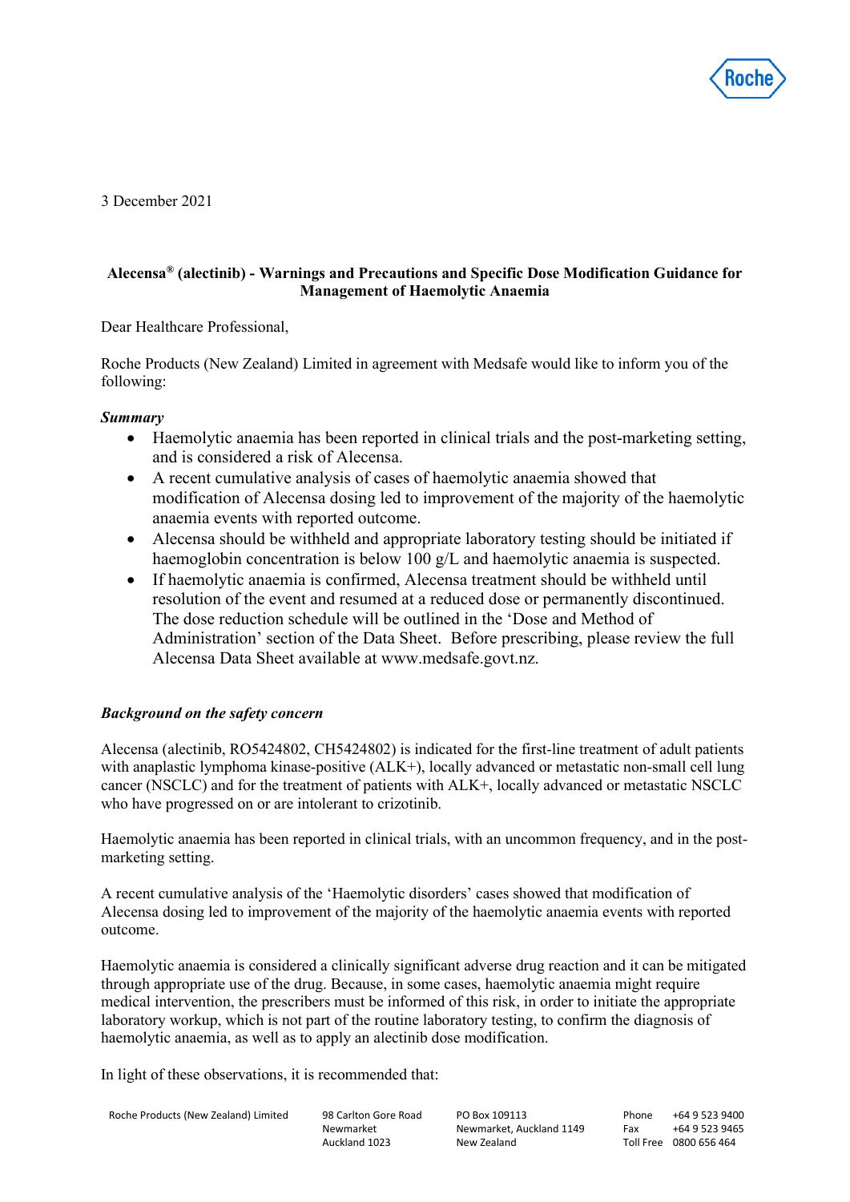3 December 2021

**Alecensa® (alectinib) - Warnings and Precautions and Specific Dose Modification Guidance for Management of Haemolytic Anaemia**

Dear Healthcare Professional,

Roche Products (New Zealand) Limited in agreement with Medsafe would like to inform you of the following:

***Summary***

- Haemolytic anaemia has been reported in clinical trials and the post-marketing setting, and is considered a risk of Alecensa.
- A recent cumulative analysis of cases of haemolytic anaemia showed that modification of Alecensa dosing led to improvement of the majority of the haemolytic anaemia events with reported outcome.
- Alecensa should be withheld and appropriate laboratory testing should be initiated if haemoglobin concentration is below 100 g/L and haemolytic anaemia is suspected.
- If haemolytic anaemia is confirmed, Alecensa treatment should be withheld until resolution of the event and resumed at a reduced dose or permanently discontinued. The dose reduction schedule will be outlined in the 'Dose and Method of Administration' section of the Data Sheet. Before prescribing, please review the full Alecensa Data Sheet available at www.medsafe.govt.nz.

***Background on the safety concern***

Alecensa (alectinib, RO5424802, CH5424802) is indicated for the first-line treatment of adult patients with anaplastic lymphoma kinase-positive (ALK+), locally advanced or metastatic non-small cell lung cancer (NSCLC) and for the treatment of patients with ALK+, locally advanced or metastatic NSCLC who have progressed on or are intolerant to crizotinib.

Haemolytic anaemia has been reported in clinical trials, with an uncommon frequency, and in the post-marketing setting.

A recent cumulative analysis of the 'Haemolytic disorders' cases showed that modification of Alecensa dosing led to improvement of the majority of the haemolytic anaemia events with reported outcome.

Haemolytic anaemia is considered a clinically significant adverse drug reaction and it can be mitigated through appropriate use of the drug. Because, in some cases, haemolytic anaemia might require medical intervention, the prescribers must be informed of this risk, in order to initiate the appropriate laboratory workup, which is not part of the routine laboratory testing, to confirm the diagnosis of haemolytic anaemia, as well as to apply an alectinib dose modification.

In light of these observations, it is recommended that:

Roche Products (New Zealand) Limited | 98 Carlton Gore Road, Newmarket, Auckland 1023 | PO Box 109113, Newmarket, Auckland 1149, New Zealand | Phone +64 9 523 9400 | Fax +64 9 523 9465 | Toll Free 0800 656 464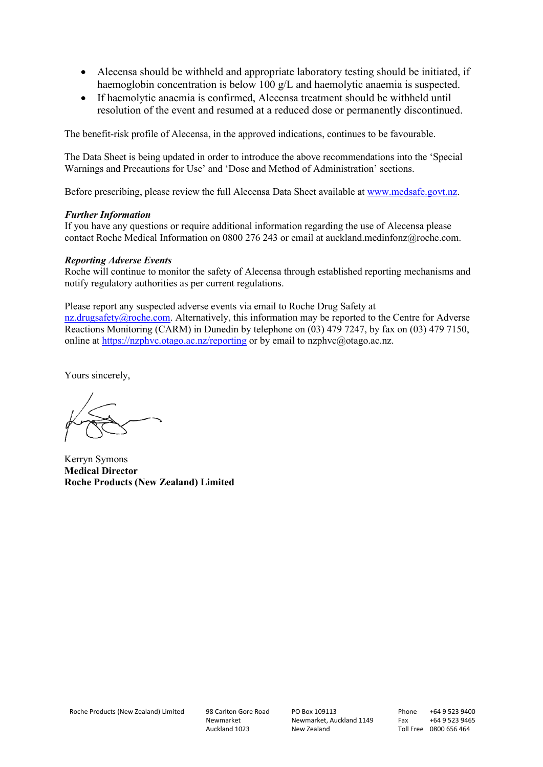- Alecensa should be withheld and appropriate laboratory testing should be initiated, if haemoglobin concentration is below 100 g/L and haemolytic anaemia is suspected.
- If haemolytic anaemia is confirmed, Alecensa treatment should be withheld until resolution of the event and resumed at a reduced dose or permanently discontinued.

The benefit-risk profile of Alecensa, in the approved indications, continues to be favourable.

The Data Sheet is being updated in order to introduce the above recommendations into the 'Special Warnings and Precautions for Use' and 'Dose and Method of Administration' sections.

Before prescribing, please review the full Alecensa Data Sheet available at www.medsafe.govt.nz.

***Further Information***

If you have any questions or require additional information regarding the use of Alecensa please contact Roche Medical Information on 0800 276 243 or email at auckland.medinfonz@roche.com.

***Reporting Adverse Events***

Roche will continue to monitor the safety of Alecensa through established reporting mechanisms and notify regulatory authorities as per current regulations.

Please report any suspected adverse events via email to Roche Drug Safety at nz.drugsafety@roche.com. Alternatively, this information may be reported to the Centre for Adverse Reactions Monitoring (CARM) in Dunedin by telephone on (03) 479 7247, by fax on (03) 479 7150, online at https://nzphvc.otago.ac.nz/reporting or by email to nzphvc@otago.ac.nz.

Yours sincerely,

Kerryn Symons
**Medical Director**
**Roche Products (New Zealand) Limited**

Roche Products (New Zealand) Limited

98 Carlton Gore Road
Newmarket
Auckland 1023

PO Box 109113
Newmarket, Auckland 1149
New Zealand

Phone +64 9 523 9400
Fax +64 9 523 9465
Toll Free 0800 656 464